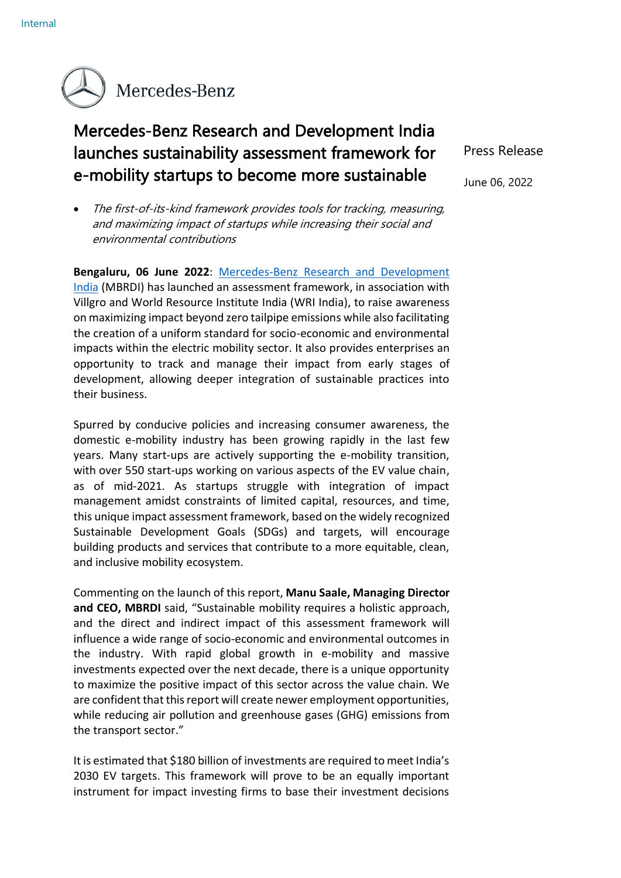Mercedes-Benz

# Mercedes-Benz Research and Development India launches sustainability assessment framework for e-mobility startups to become more sustainable

Press Release

June 06, 2022

- *The first-of-its-kind framework provides tools for tracking, measuring, and maximizing impact of startups while increasing their social and environmental contributions*

**Bengaluru, 06 June 2022**: Mercedes-Benz Research and Development India (MBRDI) has launched an assessment framework, in association with Villgro and World Resource Institute India (WRI India), to raise awareness on maximizing impact beyond zero tailpipe emissions while also facilitating the creation of a uniform standard for socio-economic and environmental impacts within the electric mobility sector. It also provides enterprises an opportunity to track and manage their impact from early stages of development, allowing deeper integration of sustainable practices into their business.

Spurred by conducive policies and increasing consumer awareness, the domestic e-mobility industry has been growing rapidly in the last few years. Many start-ups are actively supporting the e-mobility transition, with over 550 start-ups working on various aspects of the EV value chain, as of mid-2021. As startups struggle with integration of impact management amidst constraints of limited capital, resources, and time, this unique impact assessment framework, based on the widely recognized Sustainable Development Goals (SDGs) and targets, will encourage building products and services that contribute to a more equitable, clean, and inclusive mobility ecosystem.

Commenting on the launch of this report, **Manu Saale, Managing Director and CEO, MBRDI** said, "Sustainable mobility requires a holistic approach, and the direct and indirect impact of this assessment framework will influence a wide range of socio-economic and environmental outcomes in the industry. With rapid global growth in e-mobility and massive investments expected over the next decade, there is a unique opportunity to maximize the positive impact of this sector across the value chain. We are confident that this report will create newer employment opportunities, while reducing air pollution and greenhouse gases (GHG) emissions from the transport sector."

It is estimated that $180 billion of investments are required to meet India's 2030 EV targets. This framework will prove to be an equally important instrument for impact investing firms to base their investment decisions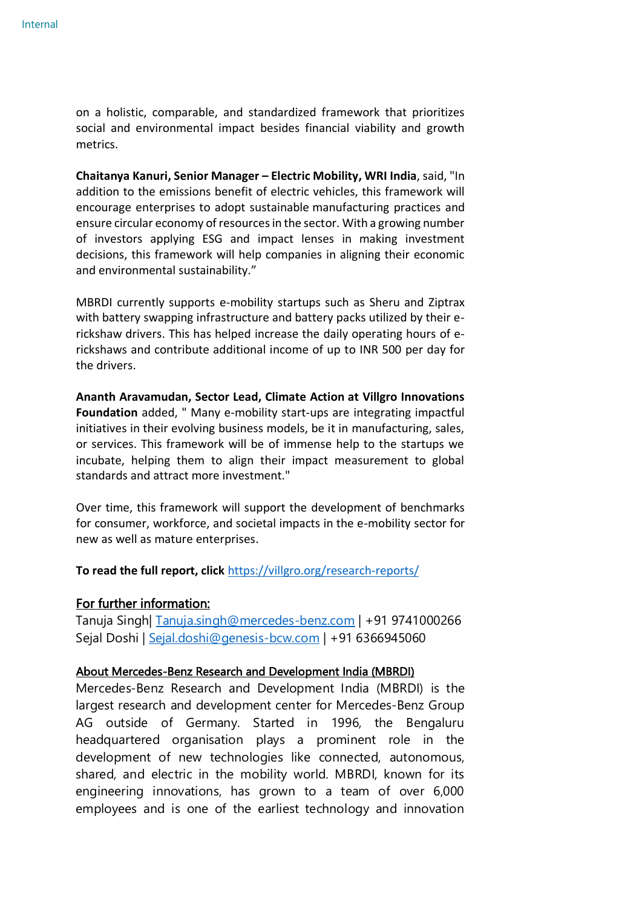on a holistic, comparable, and standardized framework that prioritizes social and environmental impact besides financial viability and growth metrics.

**Chaitanya Kanuri, Senior Manager – Electric Mobility, WRI India**, said, "In addition to the emissions benefit of electric vehicles, this framework will encourage enterprises to adopt sustainable manufacturing practices and ensure circular economy of resources in the sector. With a growing number of investors applying ESG and impact lenses in making investment decisions, this framework will help companies in aligning their economic and environmental sustainability."

MBRDI currently supports e-mobility startups such as Sheru and Ziptrax with battery swapping infrastructure and battery packs utilized by their e-rickshaw drivers. This has helped increase the daily operating hours of e-rickshaws and contribute additional income of up to INR 500 per day for the drivers.

**Ananth Aravamudan, Sector Lead, Climate Action at Villgro Innovations Foundation** added, " Many e-mobility start-ups are integrating impactful initiatives in their evolving business models, be it in manufacturing, sales, or services. This framework will be of immense help to the startups we incubate, helping them to align their impact measurement to global standards and attract more investment."

Over time, this framework will support the development of benchmarks for consumer, workforce, and societal impacts in the e-mobility sector for new as well as mature enterprises.

**To read the full report, click** https://villgro.org/research-reports/

## For further information:

Tanuja Singh| Tanuja.singh@mercedes-benz.com | +91 9741000266
Sejal Doshi | Sejal.doshi@genesis-bcw.com | +91 6366945060

## About Mercedes-Benz Research and Development India (MBRDI)

Mercedes-Benz Research and Development India (MBRDI) is the largest research and development center for Mercedes-Benz Group AG outside of Germany. Started in 1996, the Bengaluru headquartered organisation plays a prominent role in the development of new technologies like connected, autonomous, shared, and electric in the mobility world. MBRDI, known for its engineering innovations, has grown to a team of over 6,000 employees and is one of the earliest technology and innovation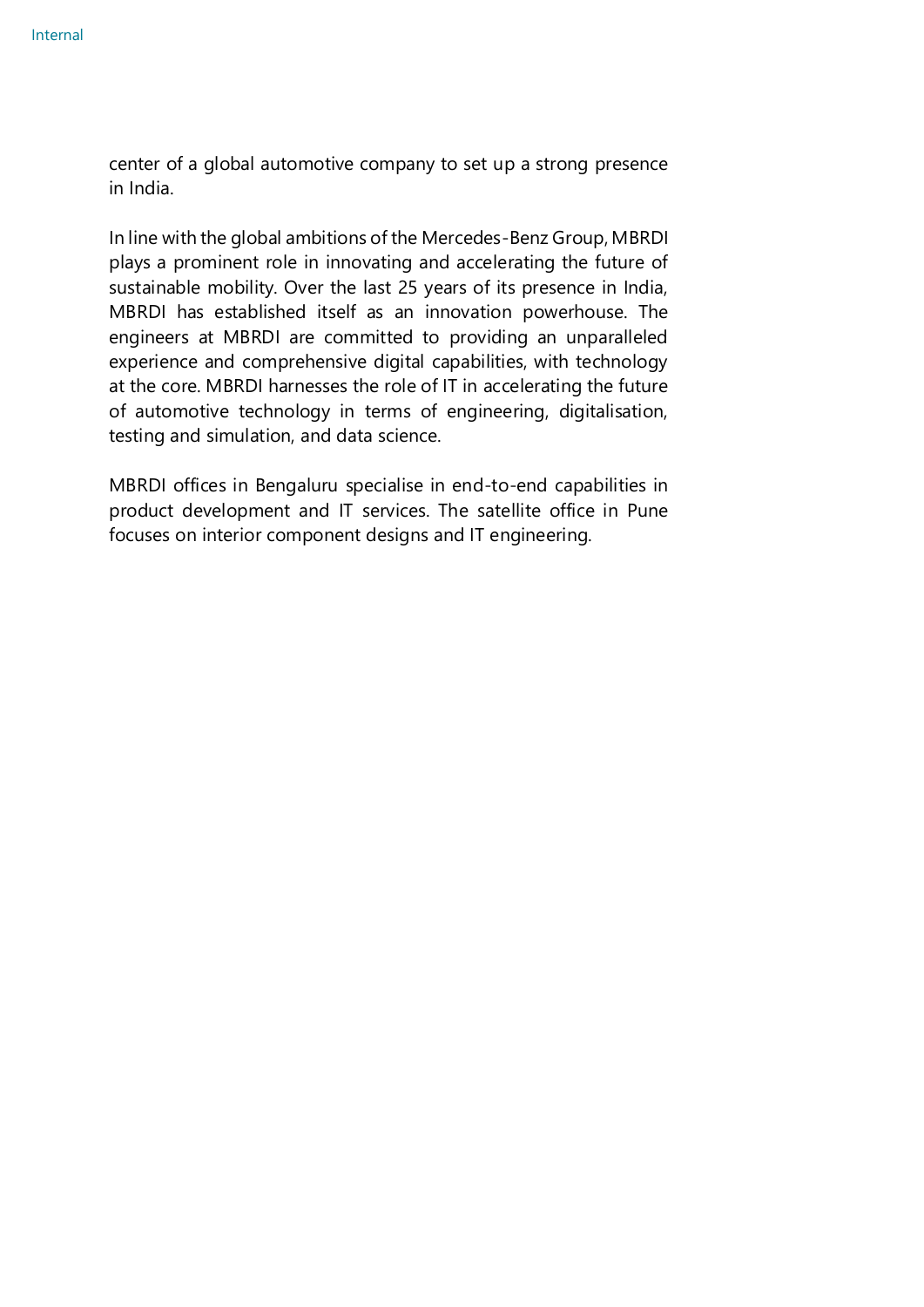center of a global automotive company to set up a strong presence in India.

In line with the global ambitions of the Mercedes-Benz Group, MBRDI plays a prominent role in innovating and accelerating the future of sustainable mobility. Over the last 25 years of its presence in India, MBRDI has established itself as an innovation powerhouse. The engineers at MBRDI are committed to providing an unparalleled experience and comprehensive digital capabilities, with technology at the core. MBRDI harnesses the role of IT in accelerating the future of automotive technology in terms of engineering, digitalisation, testing and simulation, and data science.

MBRDI offices in Bengaluru specialise in end-to-end capabilities in product development and IT services. The satellite office in Pune focuses on interior component designs and IT engineering.